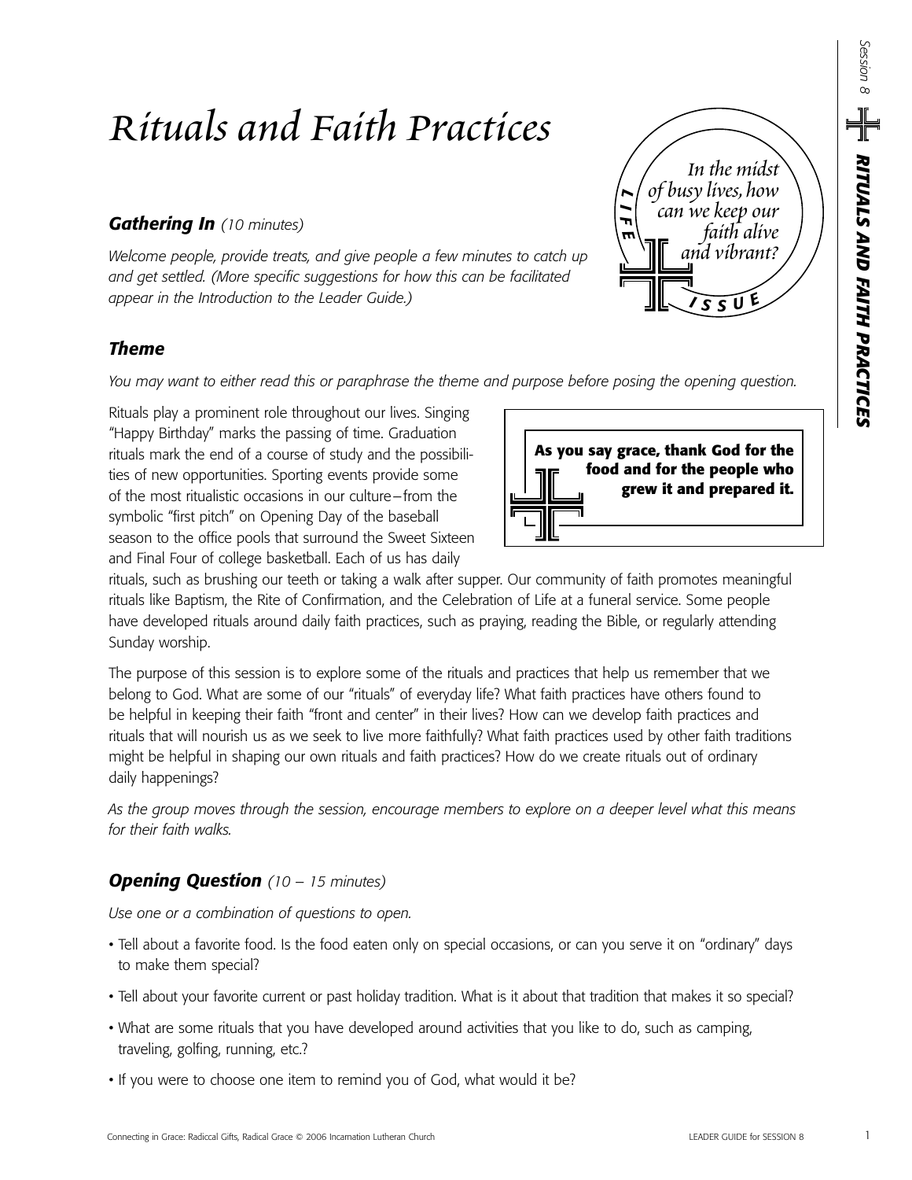# Rituals and Faith Practices

### *Gathering In* *(10 minutes)*

*Welcome people, provide treats, and give people a few minutes to catch up and get settled. (More specific suggestions for how this can be facilitated appear in the Introduction to the Leader Guide.)*

LIFE ISSUE

*In the midst of busy lives, how can we keep our faith alive and vibrant?*

### *Theme*

*You may want to either read this or paraphrase the theme and purpose before posing the opening question.*

**As you say grace, thank God for the food and for the people who grew it and prepared it.**

Rituals play a prominent role throughout our lives. Singing "Happy Birthday" marks the passing of time. Graduation rituals mark the end of a course of study and the possibilities of new opportunities. Sporting events provide some of the most ritualistic occasions in our culture—from the symbolic "first pitch" on Opening Day of the baseball season to the office pools that surround the Sweet Sixteen and Final Four of college basketball. Each of us has daily rituals, such as brushing our teeth or taking a walk after supper. Our community of faith promotes meaningful rituals like Baptism, the Rite of Confirmation, and the Celebration of Life at a funeral service. Some people have developed rituals around daily faith practices, such as praying, reading the Bible, or regularly attending Sunday worship.

The purpose of this session is to explore some of the rituals and practices that help us remember that we belong to God. What are some of our "rituals" of everyday life? What faith practices have others found to be helpful in keeping their faith "front and center" in their lives? How can we develop faith practices and rituals that will nourish us as we seek to live more faithfully? What faith practices used by other faith traditions might be helpful in shaping our own rituals and faith practices? How do we create rituals out of ordinary daily happenings?

*As the group moves through the session, encourage members to explore on a deeper level what this means for their faith walks.*

### *Opening Question* *(10 – 15 minutes)*

*Use one or a combination of questions to open.*

- Tell about a favorite food. Is the food eaten only on special occasions, or can you serve it on "ordinary" days to make them special?
- Tell about your favorite current or past holiday tradition. What is it about that tradition that makes it so special?
- What are some rituals that you have developed around activities that you like to do, such as camping, traveling, golfing, running, etc.?
- If you were to choose one item to remind you of God, what would it be?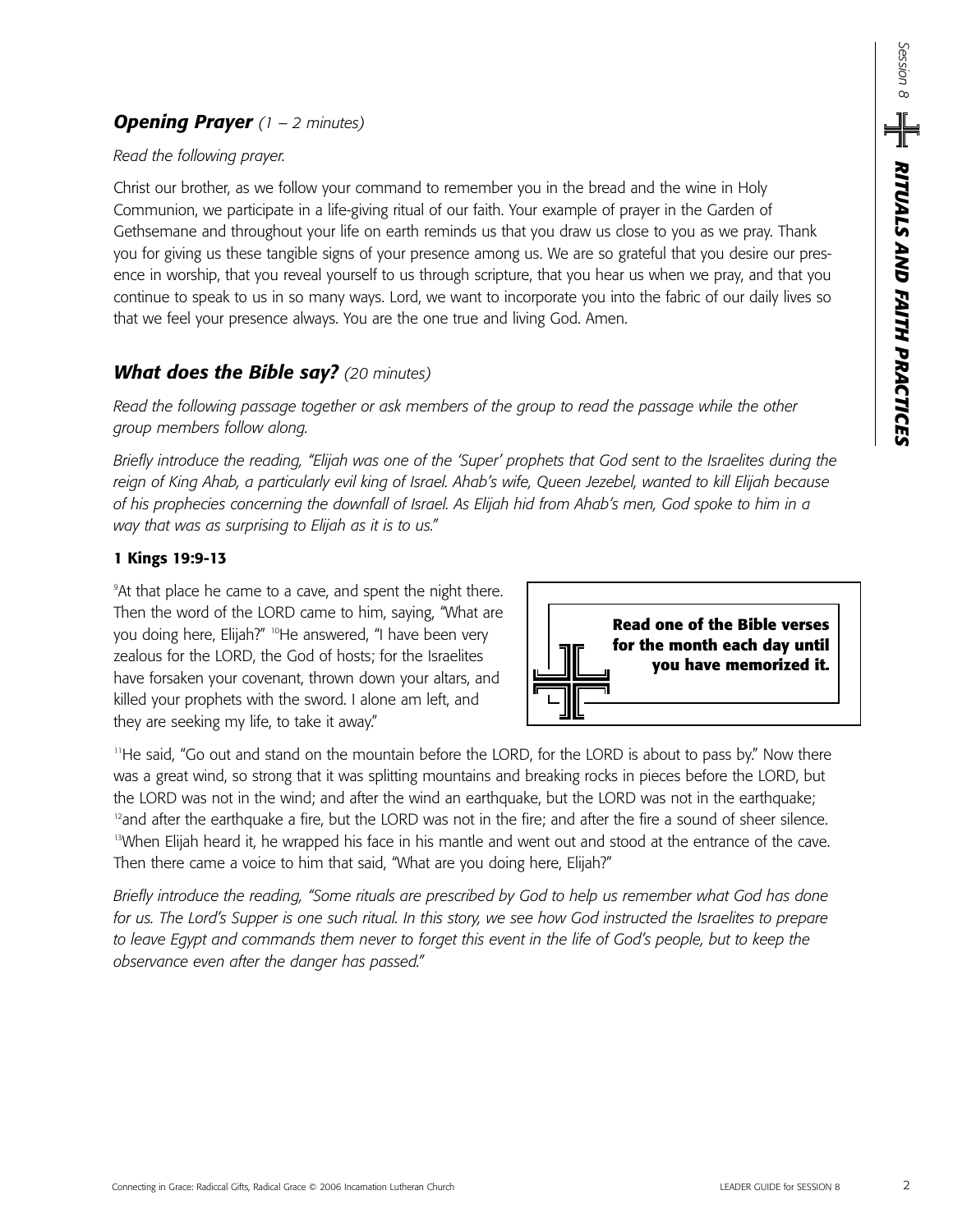## ***Opening Prayer*** *(1 – 2 minutes)*

*Read the following prayer.*

Christ our brother, as we follow your command to remember you in the bread and the wine in Holy Communion, we participate in a life-giving ritual of our faith. Your example of prayer in the Garden of Gethsemane and throughout your life on earth reminds us that you draw us close to you as we pray. Thank you for giving us these tangible signs of your presence among us. We are so grateful that you desire our presence in worship, that you reveal yourself to us through scripture, that you hear us when we pray, and that you continue to speak to us in so many ways. Lord, we want to incorporate you into the fabric of our daily lives so that we feel your presence always. You are the one true and living God. Amen.

## ***What does the Bible say?*** *(20 minutes)*

*Read the following passage together or ask members of the group to read the passage while the other group members follow along.*

*Briefly introduce the reading, "Elijah was one of the 'Super' prophets that God sent to the Israelites during the reign of King Ahab, a particularly evil king of Israel. Ahab's wife, Queen Jezebel, wanted to kill Elijah because of his prophecies concerning the downfall of Israel. As Elijah hid from Ahab's men, God spoke to him in a way that was as surprising to Elijah as it is to us."*

**1 Kings 19:9-13**

[9]At that place he came to a cave, and spent the night there. Then the word of the LORD came to him, saying, "What are you doing here, Elijah?" [10]He answered, "I have been very zealous for the LORD, the God of hosts; for the Israelites have forsaken your covenant, thrown down your altars, and killed your prophets with the sword. I alone am left, and they are seeking my life, to take it away."

**Read one of the Bible verses for the month each day until you have memorized it.**

[11]He said, "Go out and stand on the mountain before the LORD, for the LORD is about to pass by." Now there was a great wind, so strong that it was splitting mountains and breaking rocks in pieces before the LORD, but the LORD was not in the wind; and after the wind an earthquake, but the LORD was not in the earthquake; [12]and after the earthquake a fire, but the LORD was not in the fire; and after the fire a sound of sheer silence. [13]When Elijah heard it, he wrapped his face in his mantle and went out and stood at the entrance of the cave. Then there came a voice to him that said, "What are you doing here, Elijah?"

*Briefly introduce the reading, "Some rituals are prescribed by God to help us remember what God has done for us. The Lord's Supper is one such ritual. In this story, we see how God instructed the Israelites to prepare to leave Egypt and commands them never to forget this event in the life of God's people, but to keep the observance even after the danger has passed."*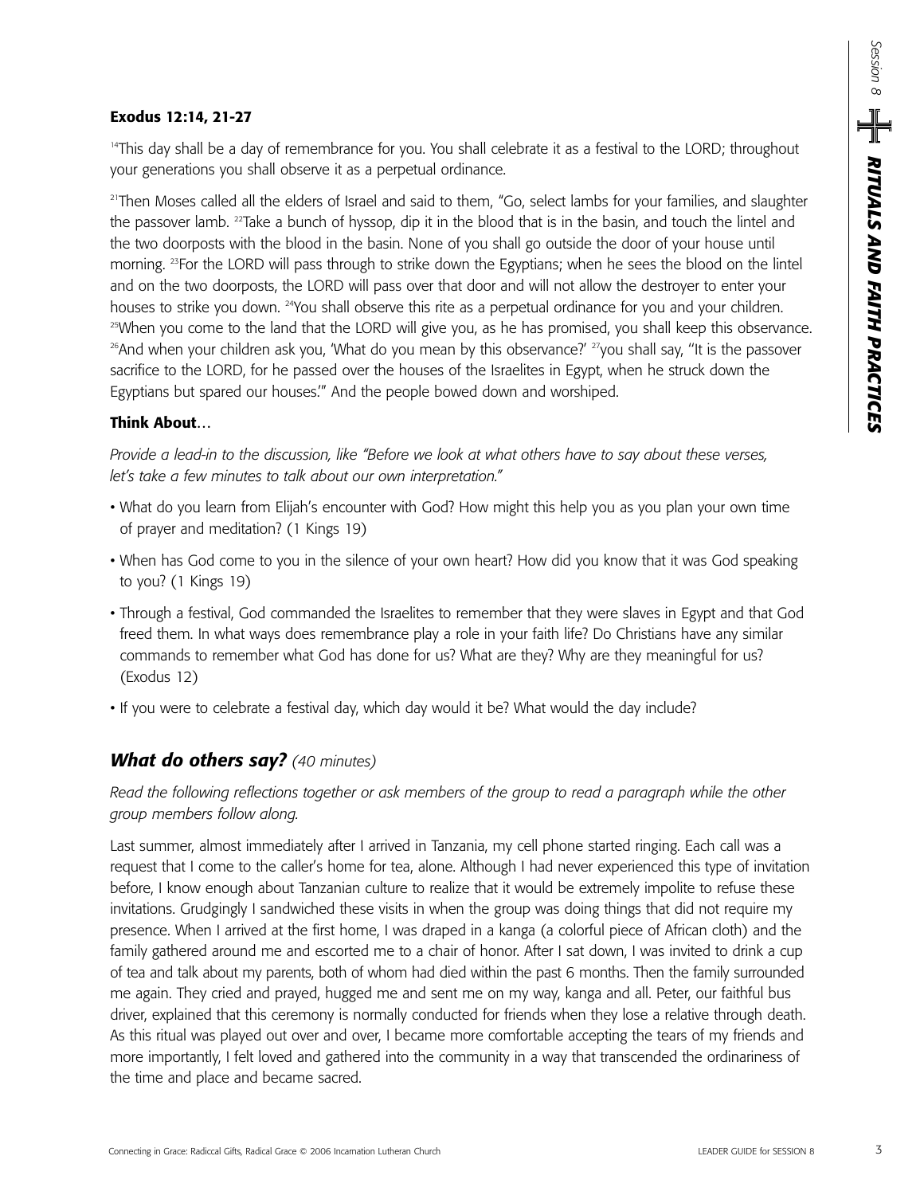**Exodus 12:14, 21-27**

[14]This day shall be a day of remembrance for you. You shall celebrate it as a festival to the LORD; throughout your generations you shall observe it as a perpetual ordinance.

[21]Then Moses called all the elders of Israel and said to them, "Go, select lambs for your families, and slaughter the passover lamb. [22]Take a bunch of hyssop, dip it in the blood that is in the basin, and touch the lintel and the two doorposts with the blood in the basin. None of you shall go outside the door of your house until morning. [23]For the LORD will pass through to strike down the Egyptians; when he sees the blood on the lintel and on the two doorposts, the LORD will pass over that door and will not allow the destroyer to enter your houses to strike you down. [24]You shall observe this rite as a perpetual ordinance for you and your children. [25]When you come to the land that the LORD will give you, as he has promised, you shall keep this observance. [26]And when your children ask you, 'What do you mean by this observance?' [27]you shall say, "It is the passover sacrifice to the LORD, for he passed over the houses of the Israelites in Egypt, when he struck down the Egyptians but spared our houses.'" And the people bowed down and worshiped.

**Think About**…

*Provide a lead-in to the discussion, like "Before we look at what others have to say about these verses, let's take a few minutes to talk about our own interpretation."*

- What do you learn from Elijah's encounter with God? How might this help you as you plan your own time of prayer and meditation? (1 Kings 19)
- When has God come to you in the silence of your own heart? How did you know that it was God speaking to you? (1 Kings 19)
- Through a festival, God commanded the Israelites to remember that they were slaves in Egypt and that God freed them. In what ways does remembrance play a role in your faith life? Do Christians have any similar commands to remember what God has done for us? What are they? Why are they meaningful for us? (Exodus 12)
- If you were to celebrate a festival day, which day would it be? What would the day include?

## *What do others say?* *(40 minutes)*

*Read the following reflections together or ask members of the group to read a paragraph while the other group members follow along.*

Last summer, almost immediately after I arrived in Tanzania, my cell phone started ringing. Each call was a request that I come to the caller's home for tea, alone. Although I had never experienced this type of invitation before, I know enough about Tanzanian culture to realize that it would be extremely impolite to refuse these invitations. Grudgingly I sandwiched these visits in when the group was doing things that did not require my presence. When I arrived at the first home, I was draped in a kanga (a colorful piece of African cloth) and the family gathered around me and escorted me to a chair of honor. After I sat down, I was invited to drink a cup of tea and talk about my parents, both of whom had died within the past 6 months. Then the family surrounded me again. They cried and prayed, hugged me and sent me on my way, kanga and all. Peter, our faithful bus driver, explained that this ceremony is normally conducted for friends when they lose a relative through death. As this ritual was played out over and over, I became more comfortable accepting the tears of my friends and more importantly, I felt loved and gathered into the community in a way that transcended the ordinariness of the time and place and became sacred.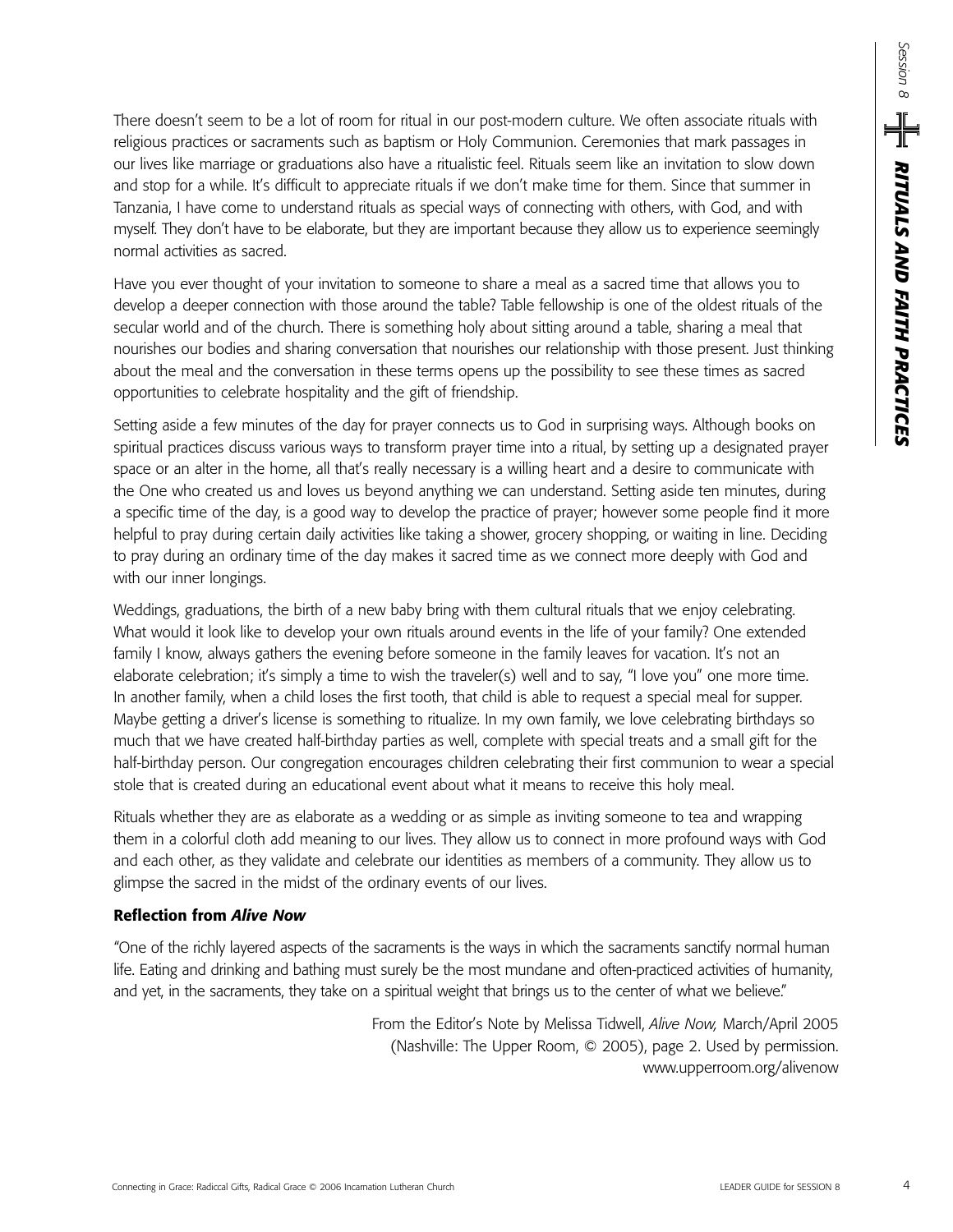There doesn't seem to be a lot of room for ritual in our post-modern culture. We often associate rituals with religious practices or sacraments such as baptism or Holy Communion. Ceremonies that mark passages in our lives like marriage or graduations also have a ritualistic feel. Rituals seem like an invitation to slow down and stop for a while. It's difficult to appreciate rituals if we don't make time for them. Since that summer in Tanzania, I have come to understand rituals as special ways of connecting with others, with God, and with myself. They don't have to be elaborate, but they are important because they allow us to experience seemingly normal activities as sacred.

Have you ever thought of your invitation to someone to share a meal as a sacred time that allows you to develop a deeper connection with those around the table? Table fellowship is one of the oldest rituals of the secular world and of the church. There is something holy about sitting around a table, sharing a meal that nourishes our bodies and sharing conversation that nourishes our relationship with those present. Just thinking about the meal and the conversation in these terms opens up the possibility to see these times as sacred opportunities to celebrate hospitality and the gift of friendship.

Setting aside a few minutes of the day for prayer connects us to God in surprising ways. Although books on spiritual practices discuss various ways to transform prayer time into a ritual, by setting up a designated prayer space or an alter in the home, all that's really necessary is a willing heart and a desire to communicate with the One who created us and loves us beyond anything we can understand. Setting aside ten minutes, during a specific time of the day, is a good way to develop the practice of prayer; however some people find it more helpful to pray during certain daily activities like taking a shower, grocery shopping, or waiting in line. Deciding to pray during an ordinary time of the day makes it sacred time as we connect more deeply with God and with our inner longings.

Weddings, graduations, the birth of a new baby bring with them cultural rituals that we enjoy celebrating. What would it look like to develop your own rituals around events in the life of your family? One extended family I know, always gathers the evening before someone in the family leaves for vacation. It's not an elaborate celebration; it's simply a time to wish the traveler(s) well and to say, "I love you" one more time. In another family, when a child loses the first tooth, that child is able to request a special meal for supper. Maybe getting a driver's license is something to ritualize. In my own family, we love celebrating birthdays so much that we have created half-birthday parties as well, complete with special treats and a small gift for the half-birthday person. Our congregation encourages children celebrating their first communion to wear a special stole that is created during an educational event about what it means to receive this holy meal.

Rituals whether they are as elaborate as a wedding or as simple as inviting someone to tea and wrapping them in a colorful cloth add meaning to our lives. They allow us to connect in more profound ways with God and each other, as they validate and celebrate our identities as members of a community. They allow us to glimpse the sacred in the midst of the ordinary events of our lives.

**Reflection from *Alive Now***

"One of the richly layered aspects of the sacraments is the ways in which the sacraments sanctify normal human life. Eating and drinking and bathing must surely be the most mundane and often-practiced activities of humanity, and yet, in the sacraments, they take on a spiritual weight that brings us to the center of what we believe."

From the Editor's Note by Melissa Tidwell, *Alive Now,* March/April 2005
(Nashville: The Upper Room, © 2005), page 2. Used by permission.
www.upperroom.org/alivenow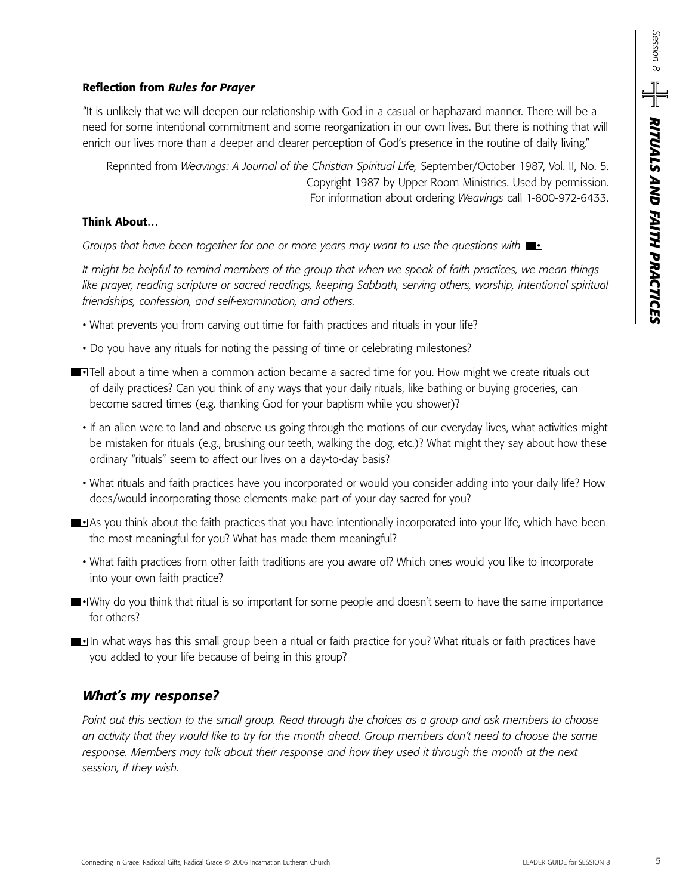**Reflection from *Rules for Prayer***

"It is unlikely that we will deepen our relationship with God in a casual or haphazard manner. There will be a need for some intentional commitment and some reorganization in our own lives. But there is nothing that will enrich our lives more than a deeper and clearer perception of God's presence in the routine of daily living."

Reprinted from *Weavings: A Journal of the Christian Spiritual Life,* September/October 1987, Vol. II, No. 5. Copyright 1987 by Upper Room Ministries. Used by permission. For information about ordering *Weavings* call 1-800-972-6433.

**Think About**…

*Groups that have been together for one or more years may want to use the questions with* ■▪

*It might be helpful to remind members of the group that when we speak of faith practices, we mean things like prayer, reading scripture or sacred readings, keeping Sabbath, serving others, worship, intentional spiritual friendships, confession, and self-examination, and others.*

- What prevents you from carving out time for faith practices and rituals in your life?
- Do you have any rituals for noting the passing of time or celebrating milestones?

■▪ Tell about a time when a common action became a sacred time for you. How might we create rituals out of daily practices? Can you think of any ways that your daily rituals, like bathing or buying groceries, can become sacred times (e.g. thanking God for your baptism while you shower)?

- If an alien were to land and observe us going through the motions of our everyday lives, what activities might be mistaken for rituals (e.g., brushing our teeth, walking the dog, etc.)? What might they say about how these ordinary "rituals" seem to affect our lives on a day-to-day basis?
- What rituals and faith practices have you incorporated or would you consider adding into your daily life? How does/would incorporating those elements make part of your day sacred for you?

■▪ As you think about the faith practices that you have intentionally incorporated into your life, which have been the most meaningful for you? What has made them meaningful?

- What faith practices from other faith traditions are you aware of? Which ones would you like to incorporate into your own faith practice?

■▪ Why do you think that ritual is so important for some people and doesn't seem to have the same importance for others?

■▪ In what ways has this small group been a ritual or faith practice for you? What rituals or faith practices have you added to your life because of being in this group?

## *What's my response?*

*Point out this section to the small group. Read through the choices as a group and ask members to choose an activity that they would like to try for the month ahead. Group members don't need to choose the same response. Members may talk about their response and how they used it through the month at the next session, if they wish.*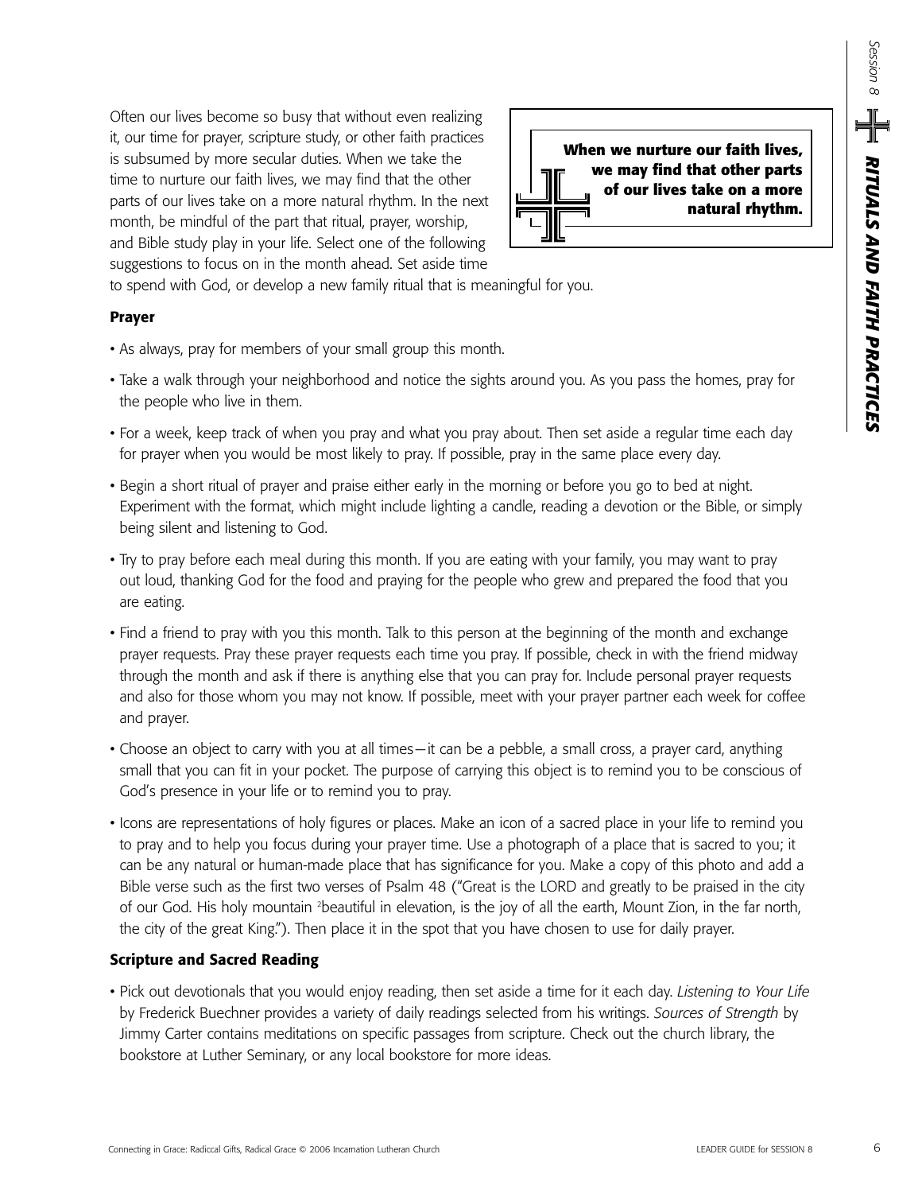Often our lives become so busy that without even realizing it, our time for prayer, scripture study, or other faith practices is subsumed by more secular duties. When we take the time to nurture our faith lives, we may find that the other parts of our lives take on a more natural rhythm. In the next month, be mindful of the part that ritual, prayer, worship, and Bible study play in your life. Select one of the following suggestions to focus on in the month ahead. Set aside time to spend with God, or develop a new family ritual that is meaningful for you.

> **When we nurture our faith lives, we may find that other parts of our lives take on a more natural rhythm.**

### Prayer

- As always, pray for members of your small group this month.
- Take a walk through your neighborhood and notice the sights around you. As you pass the homes, pray for the people who live in them.
- For a week, keep track of when you pray and what you pray about. Then set aside a regular time each day for prayer when you would be most likely to pray. If possible, pray in the same place every day.
- Begin a short ritual of prayer and praise either early in the morning or before you go to bed at night. Experiment with the format, which might include lighting a candle, reading a devotion or the Bible, or simply being silent and listening to God.
- Try to pray before each meal during this month. If you are eating with your family, you may want to pray out loud, thanking God for the food and praying for the people who grew and prepared the food that you are eating.
- Find a friend to pray with you this month. Talk to this person at the beginning of the month and exchange prayer requests. Pray these prayer requests each time you pray. If possible, check in with the friend midway through the month and ask if there is anything else that you can pray for. Include personal prayer requests and also for those whom you may not know. If possible, meet with your prayer partner each week for coffee and prayer.
- Choose an object to carry with you at all times—it can be a pebble, a small cross, a prayer card, anything small that you can fit in your pocket. The purpose of carrying this object is to remind you to be conscious of God's presence in your life or to remind you to pray.
- Icons are representations of holy figures or places. Make an icon of a sacred place in your life to remind you to pray and to help you focus during your prayer time. Use a photograph of a place that is sacred to you; it can be any natural or human-made place that has significance for you. Make a copy of this photo and add a Bible verse such as the first two verses of Psalm 48 ("Great is the LORD and greatly to be praised in the city of our God. His holy mountain [2]beautiful in elevation, is the joy of all the earth, Mount Zion, in the far north, the city of the great King."). Then place it in the spot that you have chosen to use for daily prayer.

### Scripture and Sacred Reading

- Pick out devotionals that you would enjoy reading, then set aside a time for it each day. *Listening to Your Life* by Frederick Buechner provides a variety of daily readings selected from his writings. *Sources of Strength* by Jimmy Carter contains meditations on specific passages from scripture. Check out the church library, the bookstore at Luther Seminary, or any local bookstore for more ideas.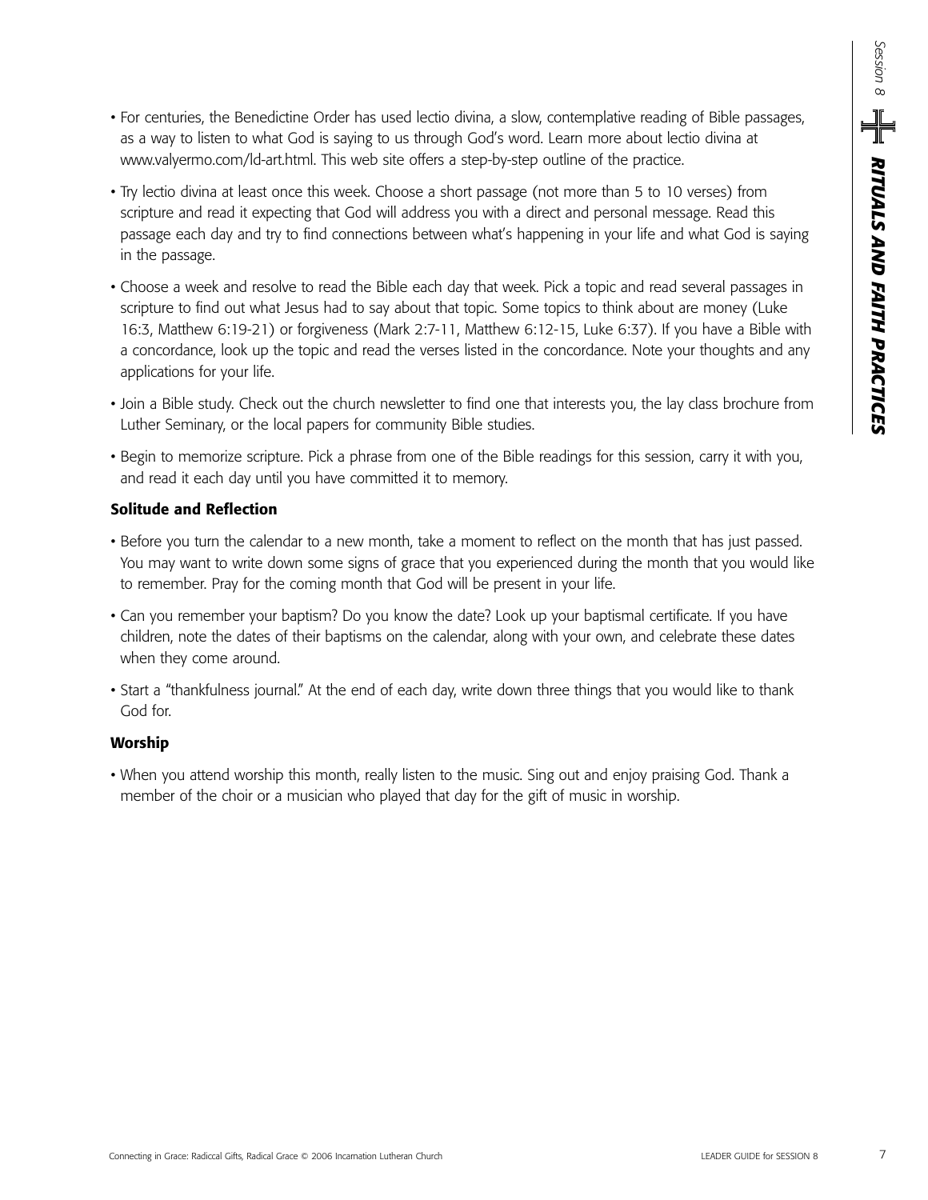- For centuries, the Benedictine Order has used lectio divina, a slow, contemplative reading of Bible passages, as a way to listen to what God is saying to us through God's word. Learn more about lectio divina at www.valyermo.com/ld-art.html. This web site offers a step-by-step outline of the practice.
- Try lectio divina at least once this week. Choose a short passage (not more than 5 to 10 verses) from scripture and read it expecting that God will address you with a direct and personal message. Read this passage each day and try to find connections between what's happening in your life and what God is saying in the passage.
- Choose a week and resolve to read the Bible each day that week. Pick a topic and read several passages in scripture to find out what Jesus had to say about that topic. Some topics to think about are money (Luke 16:3, Matthew 6:19-21) or forgiveness (Mark 2:7-11, Matthew 6:12-15, Luke 6:37). If you have a Bible with a concordance, look up the topic and read the verses listed in the concordance. Note your thoughts and any applications for your life.
- Join a Bible study. Check out the church newsletter to find one that interests you, the lay class brochure from Luther Seminary, or the local papers for community Bible studies.
- Begin to memorize scripture. Pick a phrase from one of the Bible readings for this session, carry it with you, and read it each day until you have committed it to memory.

**Solitude and Reflection**

- Before you turn the calendar to a new month, take a moment to reflect on the month that has just passed. You may want to write down some signs of grace that you experienced during the month that you would like to remember. Pray for the coming month that God will be present in your life.
- Can you remember your baptism? Do you know the date? Look up your baptismal certificate. If you have children, note the dates of their baptisms on the calendar, along with your own, and celebrate these dates when they come around.
- Start a "thankfulness journal." At the end of each day, write down three things that you would like to thank God for.

**Worship**

- When you attend worship this month, really listen to the music. Sing out and enjoy praising God. Thank a member of the choir or a musician who played that day for the gift of music in worship.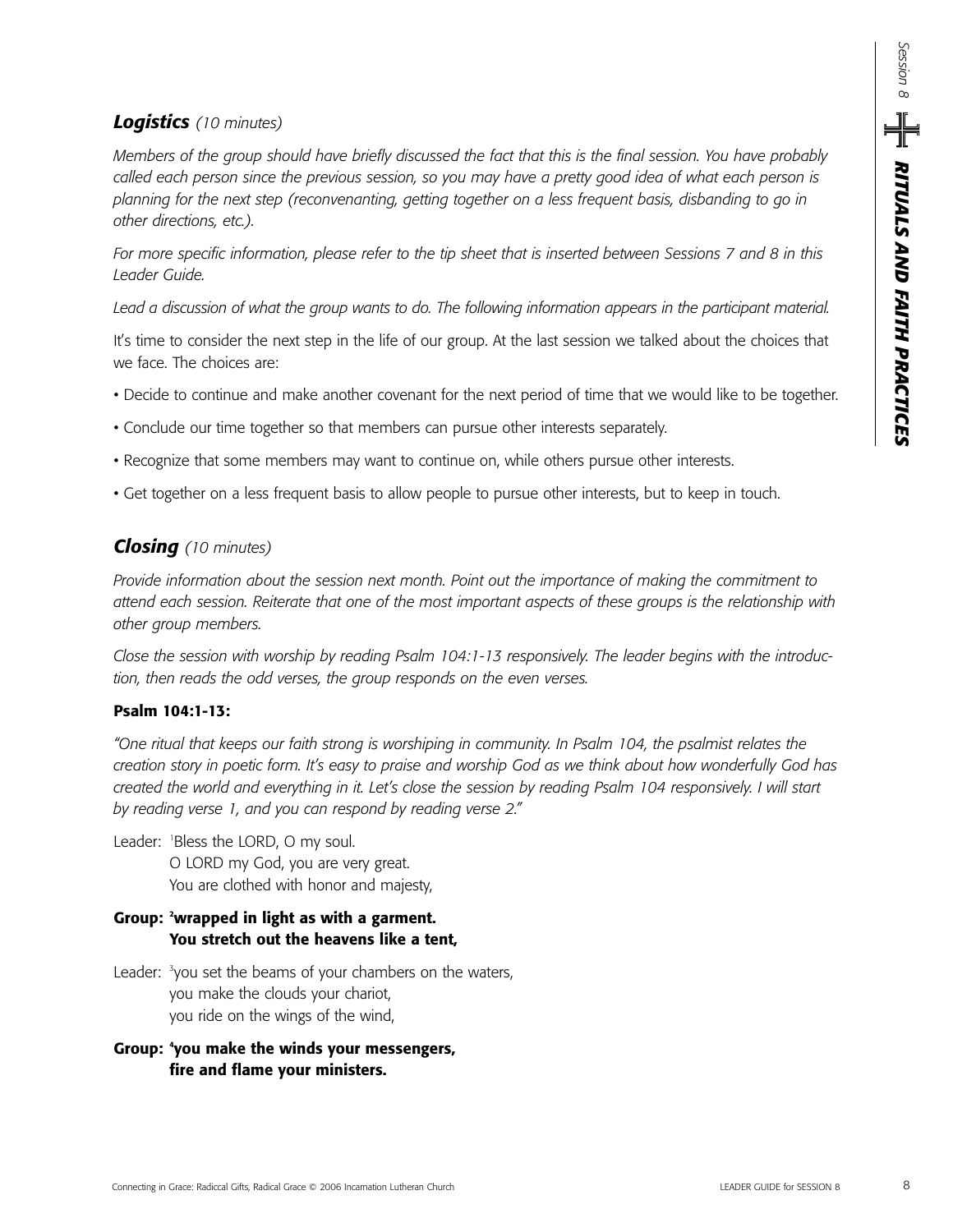## *Logistics* *(10 minutes)*

*Members of the group should have briefly discussed the fact that this is the final session. You have probably called each person since the previous session, so you may have a pretty good idea of what each person is planning for the next step (reconvenanting, getting together on a less frequent basis, disbanding to go in other directions, etc.).*

*For more specific information, please refer to the tip sheet that is inserted between Sessions 7 and 8 in this Leader Guide.*

*Lead a discussion of what the group wants to do. The following information appears in the participant material.*

It's time to consider the next step in the life of our group. At the last session we talked about the choices that we face. The choices are:

- Decide to continue and make another covenant for the next period of time that we would like to be together.
- Conclude our time together so that members can pursue other interests separately.
- Recognize that some members may want to continue on, while others pursue other interests.
- Get together on a less frequent basis to allow people to pursue other interests, but to keep in touch.

## *Closing* *(10 minutes)*

*Provide information about the session next month. Point out the importance of making the commitment to attend each session. Reiterate that one of the most important aspects of these groups is the relationship with other group members.*

*Close the session with worship by reading Psalm 104:1-13 responsively. The leader begins with the introduction, then reads the odd verses, the group responds on the even verses.*

**Psalm 104:1-13:**

*"One ritual that keeps our faith strong is worshiping in community. In Psalm 104, the psalmist relates the creation story in poetic form. It's easy to praise and worship God as we think about how wonderfully God has created the world and everything in it. Let's close the session by reading Psalm 104 responsively. I will start by reading verse 1, and you can respond by reading verse 2."*

Leader: [1]Bless the LORD, O my soul.
O LORD my God, you are very great.
You are clothed with honor and majesty,

**Group: [2]wrapped in light as with a garment.
You stretch out the heavens like a tent,**

Leader: [3]you set the beams of your chambers on the waters,
you make the clouds your chariot,
you ride on the wings of the wind,

**Group: [4]you make the winds your messengers,
fire and flame your ministers.**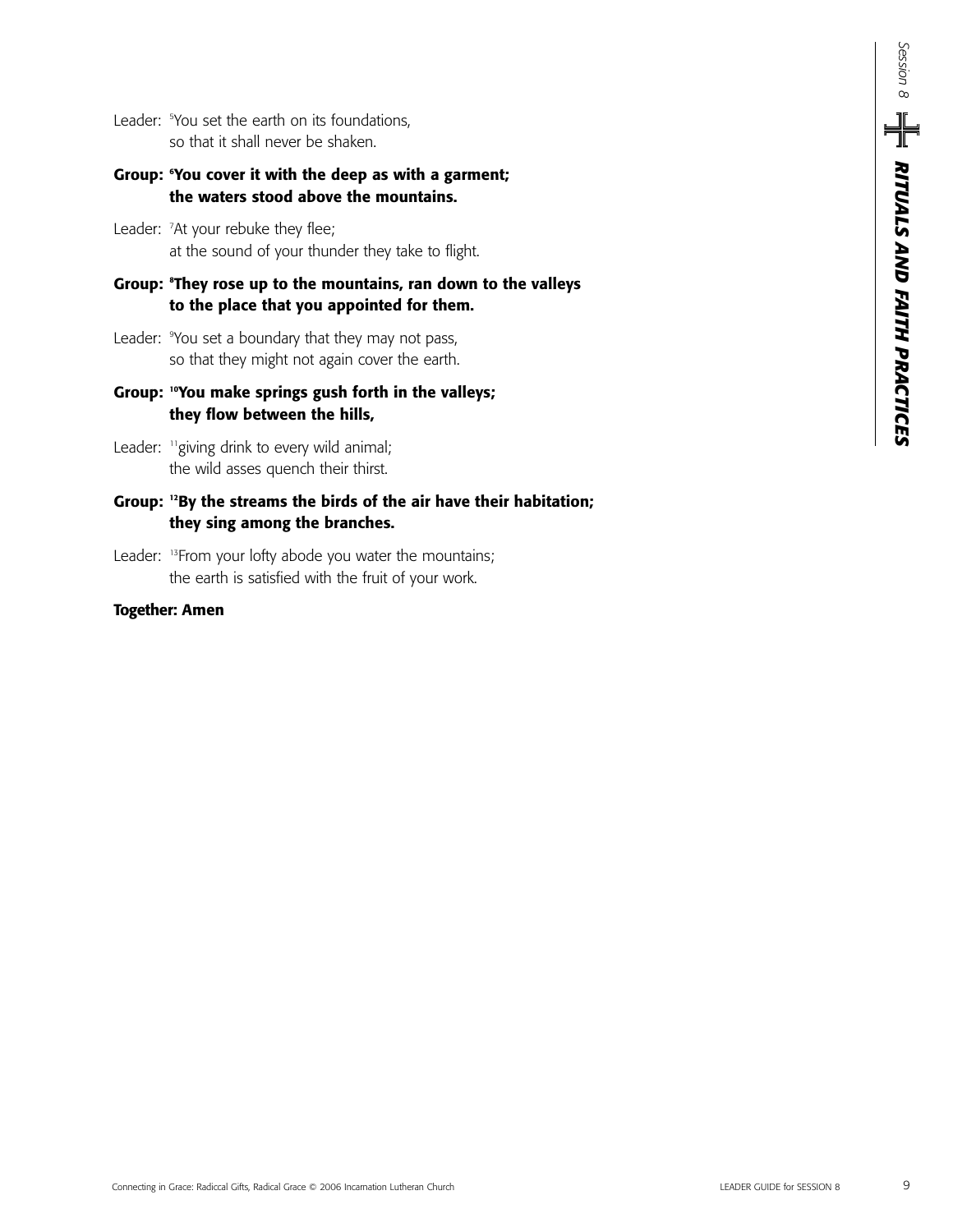Leader: [5]You set the earth on its foundations,
so that it shall never be shaken.

**Group: [6]You cover it with the deep as with a garment;
the waters stood above the mountains.**

Leader: [7]At your rebuke they flee;
at the sound of your thunder they take to flight.

**Group: [8]They rose up to the mountains, ran down to the valleys
to the place that you appointed for them.**

Leader: [9]You set a boundary that they may not pass,
so that they might not again cover the earth.

**Group: [10]You make springs gush forth in the valleys;
they flow between the hills,**

Leader: [11]giving drink to every wild animal;
the wild asses quench their thirst.

**Group: [12]By the streams the birds of the air have their habitation;
they sing among the branches.**

Leader: [13]From your lofty abode you water the mountains;
the earth is satisfied with the fruit of your work.

**Together: Amen**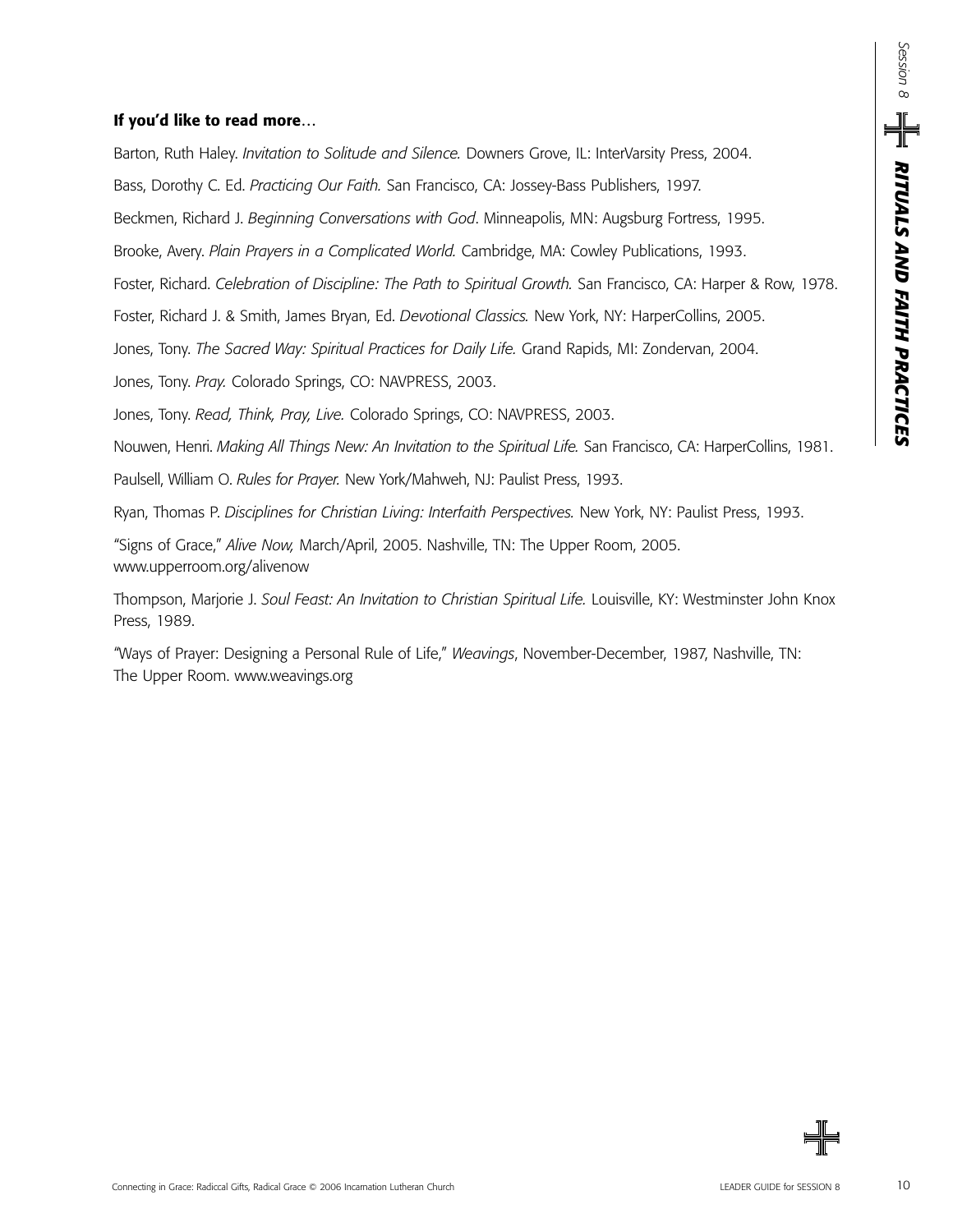**If you'd like to read more**…

Barton, Ruth Haley. *Invitation to Solitude and Silence.* Downers Grove, IL: InterVarsity Press, 2004.

Bass, Dorothy C. Ed. *Practicing Our Faith.* San Francisco, CA: Jossey-Bass Publishers, 1997.

Beckmen, Richard J. *Beginning Conversations with God*. Minneapolis, MN: Augsburg Fortress, 1995.

Brooke, Avery. *Plain Prayers in a Complicated World.* Cambridge, MA: Cowley Publications, 1993.

Foster, Richard. *Celebration of Discipline: The Path to Spiritual Growth.* San Francisco, CA: Harper & Row, 1978.

Foster, Richard J. & Smith, James Bryan, Ed. *Devotional Classics.* New York, NY: HarperCollins, 2005.

Jones, Tony. *The Sacred Way: Spiritual Practices for Daily Life.* Grand Rapids, MI: Zondervan, 2004.

Jones, Tony. *Pray.* Colorado Springs, CO: NAVPRESS, 2003.

Jones, Tony. *Read, Think, Pray, Live.* Colorado Springs, CO: NAVPRESS, 2003.

Nouwen, Henri. *Making All Things New: An Invitation to the Spiritual Life.* San Francisco, CA: HarperCollins, 1981.

Paulsell, William O. *Rules for Prayer.* New York/Mahweh, NJ: Paulist Press, 1993.

Ryan, Thomas P. *Disciplines for Christian Living: Interfaith Perspectives.* New York, NY: Paulist Press, 1993.

"Signs of Grace," *Alive Now,* March/April, 2005. Nashville, TN: The Upper Room, 2005. www.upperroom.org/alivenow

Thompson, Marjorie J. *Soul Feast: An Invitation to Christian Spiritual Life.* Louisville, KY: Westminster John Knox Press, 1989.

"Ways of Prayer: Designing a Personal Rule of Life," *Weavings*, November-December, 1987, Nashville, TN: The Upper Room. www.weavings.org